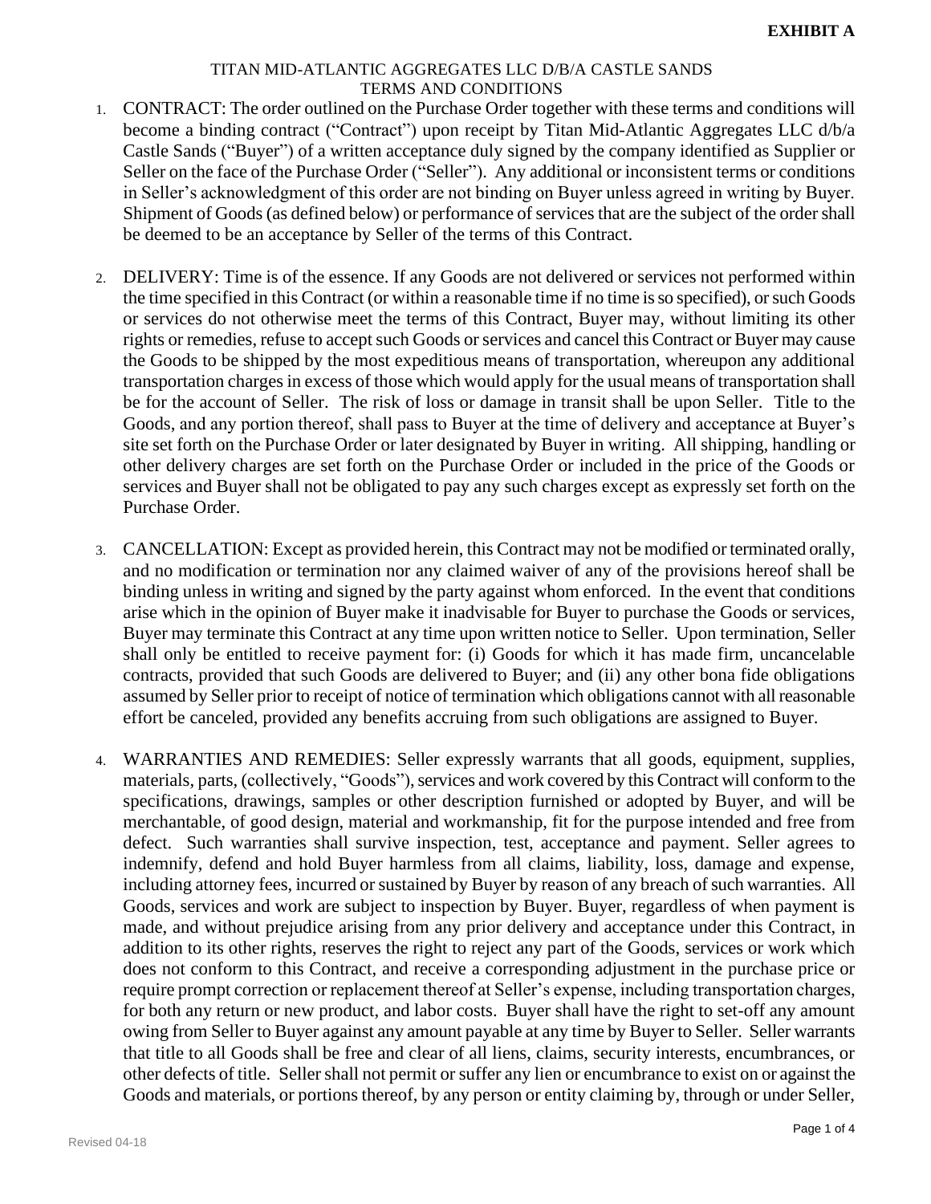**EXHIBIT A**

TITAN MID-ATLANTIC AGGREGATES LLC D/B/A CASTLE SANDS
TERMS AND CONDITIONS

1. CONTRACT: The order outlined on the Purchase Order together with these terms and conditions will become a binding contract ("Contract") upon receipt by Titan Mid-Atlantic Aggregates LLC d/b/a Castle Sands ("Buyer") of a written acceptance duly signed by the company identified as Supplier or Seller on the face of the Purchase Order ("Seller"). Any additional or inconsistent terms or conditions in Seller's acknowledgment of this order are not binding on Buyer unless agreed in writing by Buyer. Shipment of Goods (as defined below) or performance of services that are the subject of the order shall be deemed to be an acceptance by Seller of the terms of this Contract.

2. DELIVERY: Time is of the essence. If any Goods are not delivered or services not performed within the time specified in this Contract (or within a reasonable time if no time is so specified), or such Goods or services do not otherwise meet the terms of this Contract, Buyer may, without limiting its other rights or remedies, refuse to accept such Goods or services and cancel this Contract or Buyer may cause the Goods to be shipped by the most expeditious means of transportation, whereupon any additional transportation charges in excess of those which would apply for the usual means of transportation shall be for the account of Seller. The risk of loss or damage in transit shall be upon Seller. Title to the Goods, and any portion thereof, shall pass to Buyer at the time of delivery and acceptance at Buyer's site set forth on the Purchase Order or later designated by Buyer in writing. All shipping, handling or other delivery charges are set forth on the Purchase Order or included in the price of the Goods or services and Buyer shall not be obligated to pay any such charges except as expressly set forth on the Purchase Order.

3. CANCELLATION: Except as provided herein, this Contract may not be modified or terminated orally, and no modification or termination nor any claimed waiver of any of the provisions hereof shall be binding unless in writing and signed by the party against whom enforced. In the event that conditions arise which in the opinion of Buyer make it inadvisable for Buyer to purchase the Goods or services, Buyer may terminate this Contract at any time upon written notice to Seller. Upon termination, Seller shall only be entitled to receive payment for: (i) Goods for which it has made firm, uncancelable contracts, provided that such Goods are delivered to Buyer; and (ii) any other bona fide obligations assumed by Seller prior to receipt of notice of termination which obligations cannot with all reasonable effort be canceled, provided any benefits accruing from such obligations are assigned to Buyer.

4. WARRANTIES AND REMEDIES: Seller expressly warrants that all goods, equipment, supplies, materials, parts, (collectively, "Goods"), services and work covered by this Contract will conform to the specifications, drawings, samples or other description furnished or adopted by Buyer, and will be merchantable, of good design, material and workmanship, fit for the purpose intended and free from defect. Such warranties shall survive inspection, test, acceptance and payment. Seller agrees to indemnify, defend and hold Buyer harmless from all claims, liability, loss, damage and expense, including attorney fees, incurred or sustained by Buyer by reason of any breach of such warranties. All Goods, services and work are subject to inspection by Buyer. Buyer, regardless of when payment is made, and without prejudice arising from any prior delivery and acceptance under this Contract, in addition to its other rights, reserves the right to reject any part of the Goods, services or work which does not conform to this Contract, and receive a corresponding adjustment in the purchase price or require prompt correction or replacement thereof at Seller's expense, including transportation charges, for both any return or new product, and labor costs. Buyer shall have the right to set-off any amount owing from Seller to Buyer against any amount payable at any time by Buyer to Seller. Seller warrants that title to all Goods shall be free and clear of all liens, claims, security interests, encumbrances, or other defects of title. Seller shall not permit or suffer any lien or encumbrance to exist on or against the Goods and materials, or portions thereof, by any person or entity claiming by, through or under Seller,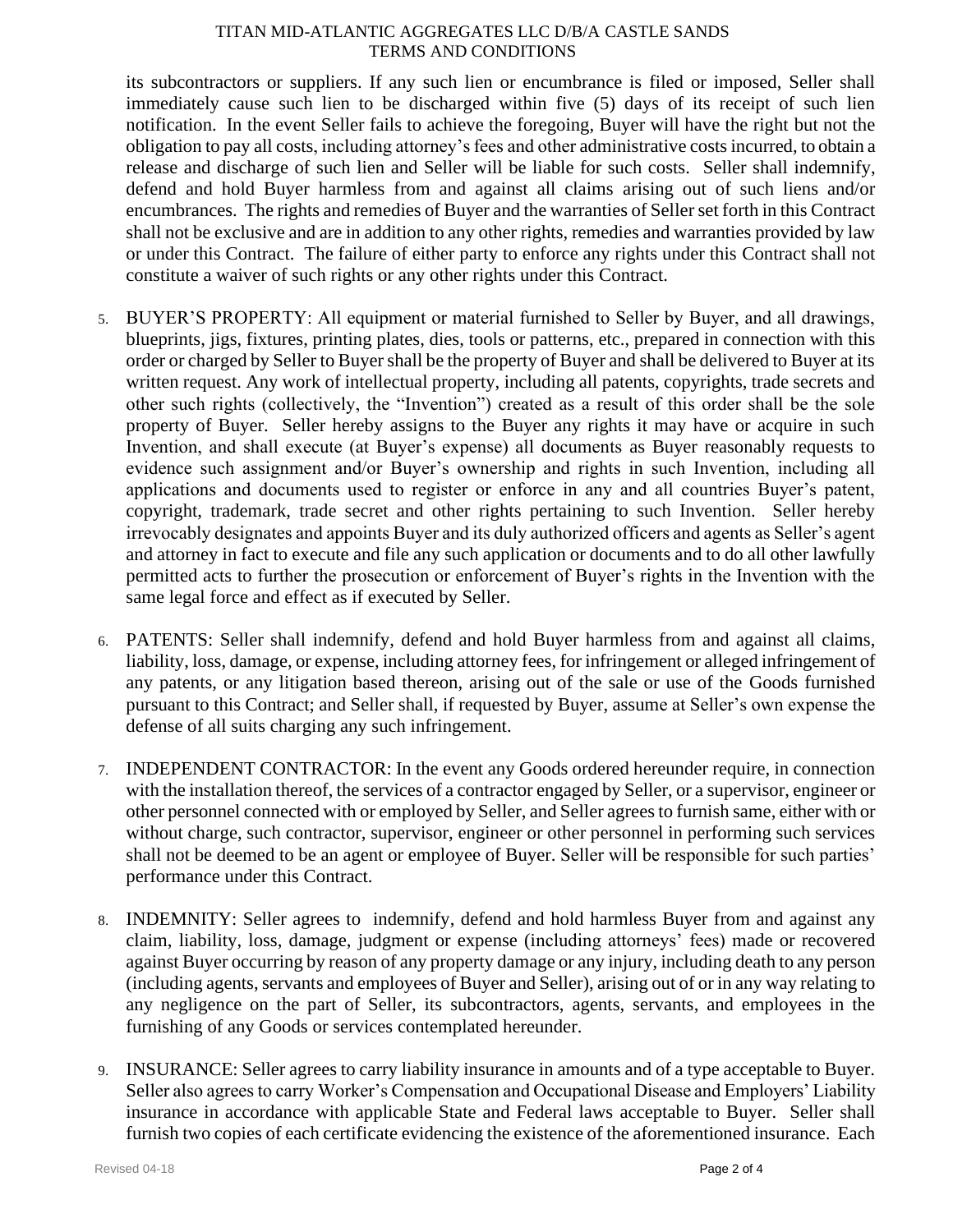its subcontractors or suppliers. If any such lien or encumbrance is filed or imposed, Seller shall immediately cause such lien to be discharged within five (5) days of its receipt of such lien notification. In the event Seller fails to achieve the foregoing, Buyer will have the right but not the obligation to pay all costs, including attorney's fees and other administrative costs incurred, to obtain a release and discharge of such lien and Seller will be liable for such costs. Seller shall indemnify, defend and hold Buyer harmless from and against all claims arising out of such liens and/or encumbrances. The rights and remedies of Buyer and the warranties of Seller set forth in this Contract shall not be exclusive and are in addition to any other rights, remedies and warranties provided by law or under this Contract. The failure of either party to enforce any rights under this Contract shall not constitute a waiver of such rights or any other rights under this Contract.

5. BUYER'S PROPERTY: All equipment or material furnished to Seller by Buyer, and all drawings, blueprints, jigs, fixtures, printing plates, dies, tools or patterns, etc., prepared in connection with this order or charged by Seller to Buyer shall be the property of Buyer and shall be delivered to Buyer at its written request. Any work of intellectual property, including all patents, copyrights, trade secrets and other such rights (collectively, the "Invention") created as a result of this order shall be the sole property of Buyer. Seller hereby assigns to the Buyer any rights it may have or acquire in such Invention, and shall execute (at Buyer's expense) all documents as Buyer reasonably requests to evidence such assignment and/or Buyer's ownership and rights in such Invention, including all applications and documents used to register or enforce in any and all countries Buyer's patent, copyright, trademark, trade secret and other rights pertaining to such Invention. Seller hereby irrevocably designates and appoints Buyer and its duly authorized officers and agents as Seller's agent and attorney in fact to execute and file any such application or documents and to do all other lawfully permitted acts to further the prosecution or enforcement of Buyer's rights in the Invention with the same legal force and effect as if executed by Seller.

6. PATENTS: Seller shall indemnify, defend and hold Buyer harmless from and against all claims, liability, loss, damage, or expense, including attorney fees, for infringement or alleged infringement of any patents, or any litigation based thereon, arising out of the sale or use of the Goods furnished pursuant to this Contract; and Seller shall, if requested by Buyer, assume at Seller's own expense the defense of all suits charging any such infringement.

7. INDEPENDENT CONTRACTOR: In the event any Goods ordered hereunder require, in connection with the installation thereof, the services of a contractor engaged by Seller, or a supervisor, engineer or other personnel connected with or employed by Seller, and Seller agrees to furnish same, either with or without charge, such contractor, supervisor, engineer or other personnel in performing such services shall not be deemed to be an agent or employee of Buyer. Seller will be responsible for such parties' performance under this Contract.

8. INDEMNITY: Seller agrees to indemnify, defend and hold harmless Buyer from and against any claim, liability, loss, damage, judgment or expense (including attorneys' fees) made or recovered against Buyer occurring by reason of any property damage or any injury, including death to any person (including agents, servants and employees of Buyer and Seller), arising out of or in any way relating to any negligence on the part of Seller, its subcontractors, agents, servants, and employees in the furnishing of any Goods or services contemplated hereunder.

9. INSURANCE: Seller agrees to carry liability insurance in amounts and of a type acceptable to Buyer. Seller also agrees to carry Worker's Compensation and Occupational Disease and Employers' Liability insurance in accordance with applicable State and Federal laws acceptable to Buyer. Seller shall furnish two copies of each certificate evidencing the existence of the aforementioned insurance. Each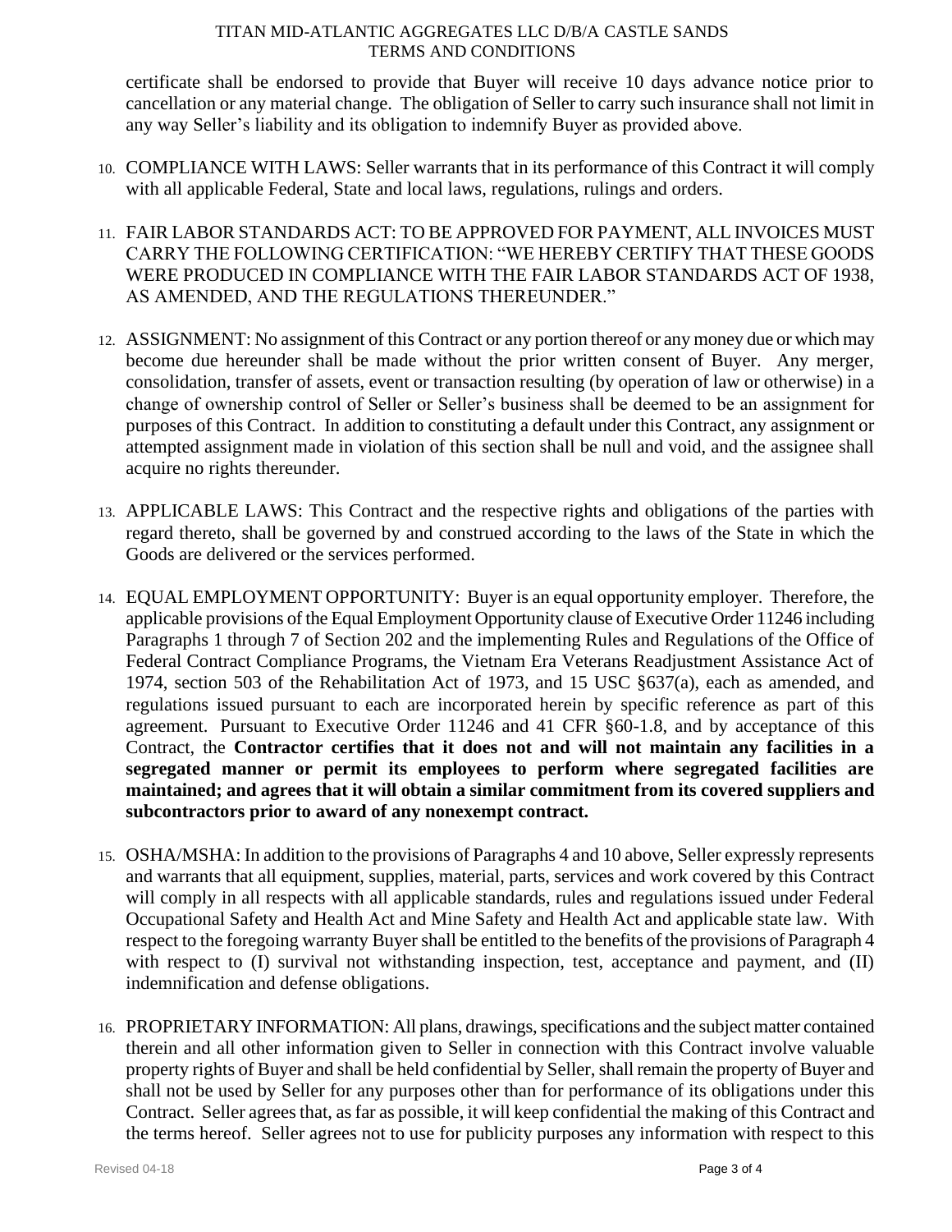certificate shall be endorsed to provide that Buyer will receive 10 days advance notice prior to cancellation or any material change. The obligation of Seller to carry such insurance shall not limit in any way Seller's liability and its obligation to indemnify Buyer as provided above.

10. COMPLIANCE WITH LAWS: Seller warrants that in its performance of this Contract it will comply with all applicable Federal, State and local laws, regulations, rulings and orders.

11. FAIR LABOR STANDARDS ACT: TO BE APPROVED FOR PAYMENT, ALL INVOICES MUST CARRY THE FOLLOWING CERTIFICATION: "WE HEREBY CERTIFY THAT THESE GOODS WERE PRODUCED IN COMPLIANCE WITH THE FAIR LABOR STANDARDS ACT OF 1938, AS AMENDED, AND THE REGULATIONS THEREUNDER."

12. ASSIGNMENT: No assignment of this Contract or any portion thereof or any money due or which may become due hereunder shall be made without the prior written consent of Buyer. Any merger, consolidation, transfer of assets, event or transaction resulting (by operation of law or otherwise) in a change of ownership control of Seller or Seller's business shall be deemed to be an assignment for purposes of this Contract. In addition to constituting a default under this Contract, any assignment or attempted assignment made in violation of this section shall be null and void, and the assignee shall acquire no rights thereunder.

13. APPLICABLE LAWS: This Contract and the respective rights and obligations of the parties with regard thereto, shall be governed by and construed according to the laws of the State in which the Goods are delivered or the services performed.

14. EQUAL EMPLOYMENT OPPORTUNITY: Buyer is an equal opportunity employer. Therefore, the applicable provisions of the Equal Employment Opportunity clause of Executive Order 11246 including Paragraphs 1 through 7 of Section 202 and the implementing Rules and Regulations of the Office of Federal Contract Compliance Programs, the Vietnam Era Veterans Readjustment Assistance Act of 1974, section 503 of the Rehabilitation Act of 1973, and 15 USC §637(a), each as amended, and regulations issued pursuant to each are incorporated herein by specific reference as part of this agreement. Pursuant to Executive Order 11246 and 41 CFR §60-1.8, and by acceptance of this Contract, the **Contractor certifies that it does not and will not maintain any facilities in a segregated manner or permit its employees to perform where segregated facilities are maintained; and agrees that it will obtain a similar commitment from its covered suppliers and subcontractors prior to award of any nonexempt contract.**

15. OSHA/MSHA: In addition to the provisions of Paragraphs 4 and 10 above, Seller expressly represents and warrants that all equipment, supplies, material, parts, services and work covered by this Contract will comply in all respects with all applicable standards, rules and regulations issued under Federal Occupational Safety and Health Act and Mine Safety and Health Act and applicable state law. With respect to the foregoing warranty Buyer shall be entitled to the benefits of the provisions of Paragraph 4 with respect to (I) survival not withstanding inspection, test, acceptance and payment, and (II) indemnification and defense obligations.

16. PROPRIETARY INFORMATION: All plans, drawings, specifications and the subject matter contained therein and all other information given to Seller in connection with this Contract involve valuable property rights of Buyer and shall be held confidential by Seller, shall remain the property of Buyer and shall not be used by Seller for any purposes other than for performance of its obligations under this Contract. Seller agrees that, as far as possible, it will keep confidential the making of this Contract and the terms hereof. Seller agrees not to use for publicity purposes any information with respect to this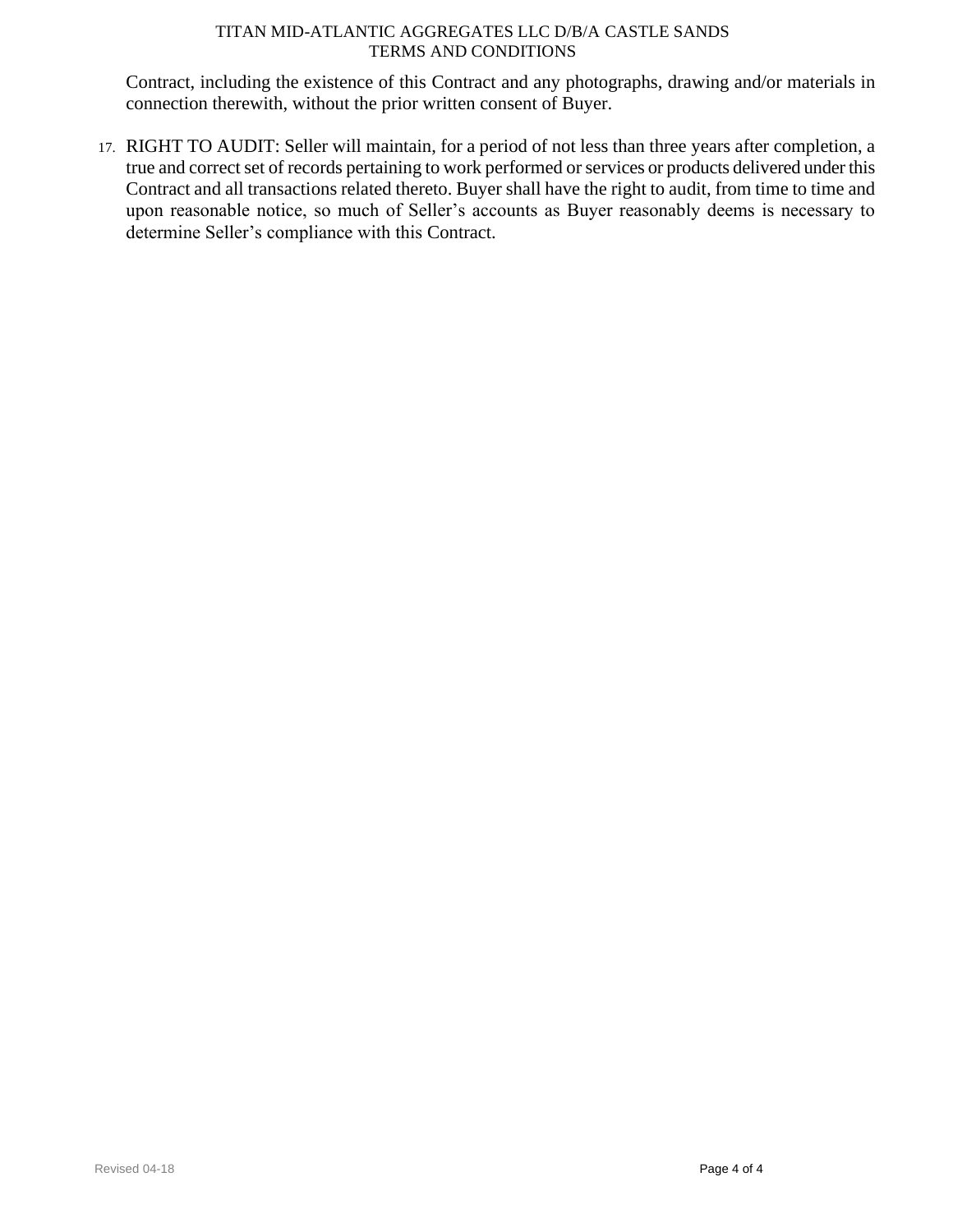Contract, including the existence of this Contract and any photographs, drawing and/or materials in connection therewith, without the prior written consent of Buyer.

17. RIGHT TO AUDIT: Seller will maintain, for a period of not less than three years after completion, a true and correct set of records pertaining to work performed or services or products delivered under this Contract and all transactions related thereto. Buyer shall have the right to audit, from time to time and upon reasonable notice, so much of Seller's accounts as Buyer reasonably deems is necessary to determine Seller's compliance with this Contract.